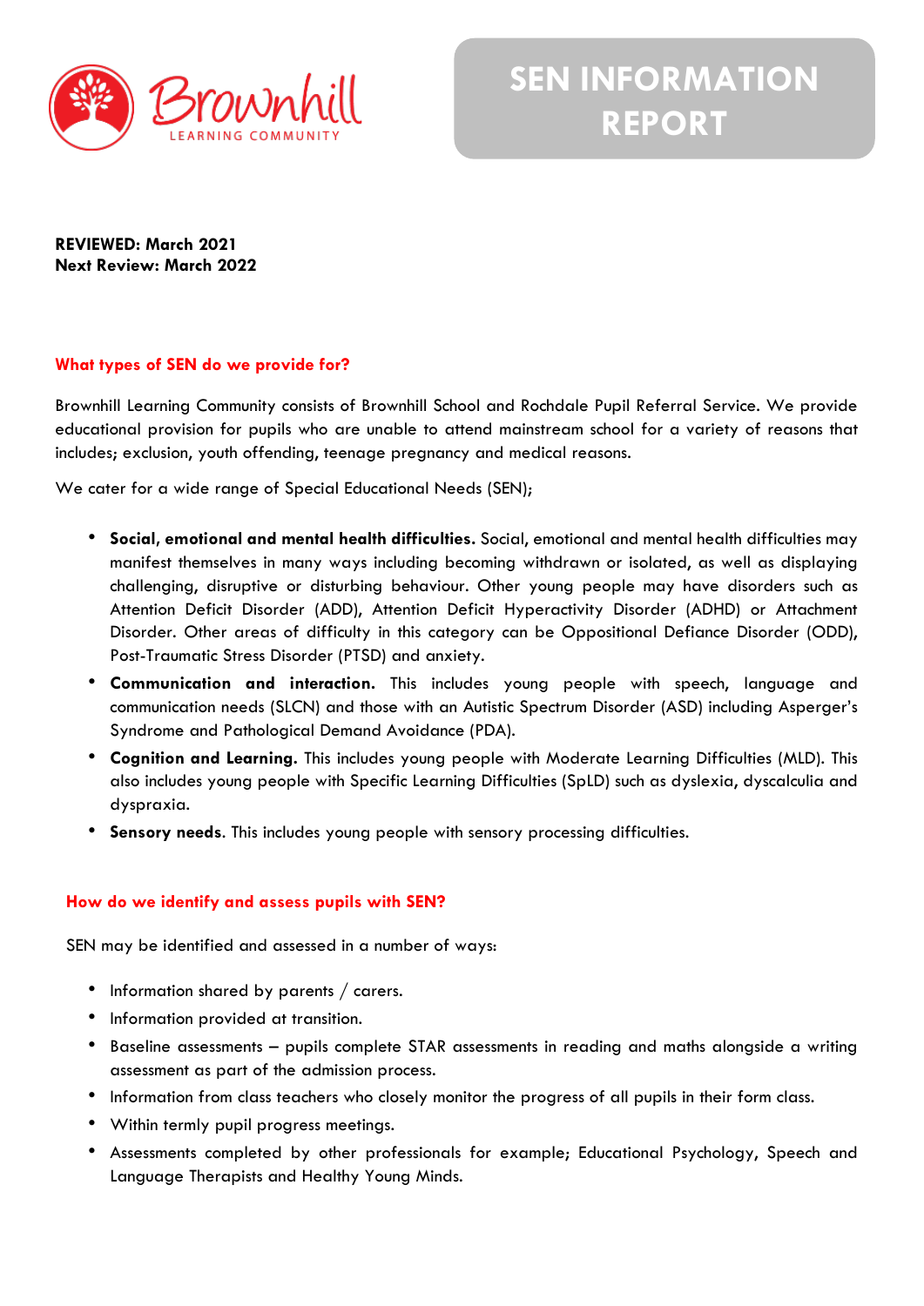Brownhill LEARNING COMMUNITY

# SEN INFORMATION REPORT

**REVIEWED: March 2021**
**Next Review: March 2022**

## What types of SEN do we provide for?

Brownhill Learning Community consists of Brownhill School and Rochdale Pupil Referral Service. We provide educational provision for pupils who are unable to attend mainstream school for a variety of reasons that includes; exclusion, youth offending, teenage pregnancy and medical reasons.

We cater for a wide range of Special Educational Needs (SEN);

- **Social, emotional and mental health difficulties.** Social, emotional and mental health difficulties may manifest themselves in many ways including becoming withdrawn or isolated, as well as displaying challenging, disruptive or disturbing behaviour. Other young people may have disorders such as Attention Deficit Disorder (ADD), Attention Deficit Hyperactivity Disorder (ADHD) or Attachment Disorder. Other areas of difficulty in this category can be Oppositional Defiance Disorder (ODD), Post-Traumatic Stress Disorder (PTSD) and anxiety.
- **Communication and interaction.** This includes young people with speech, language and communication needs (SLCN) and those with an Autistic Spectrum Disorder (ASD) including Asperger's Syndrome and Pathological Demand Avoidance (PDA).
- **Cognition and Learning.** This includes young people with Moderate Learning Difficulties (MLD). This also includes young people with Specific Learning Difficulties (SpLD) such as dyslexia, dyscalculia and dyspraxia.
- **Sensory needs**. This includes young people with sensory processing difficulties.

## How do we identify and assess pupils with SEN?

SEN may be identified and assessed in a number of ways:

- Information shared by parents / carers.
- Information provided at transition.
- Baseline assessments – pupils complete STAR assessments in reading and maths alongside a writing assessment as part of the admission process.
- Information from class teachers who closely monitor the progress of all pupils in their form class.
- Within termly pupil progress meetings.
- Assessments completed by other professionals for example; Educational Psychology, Speech and Language Therapists and Healthy Young Minds.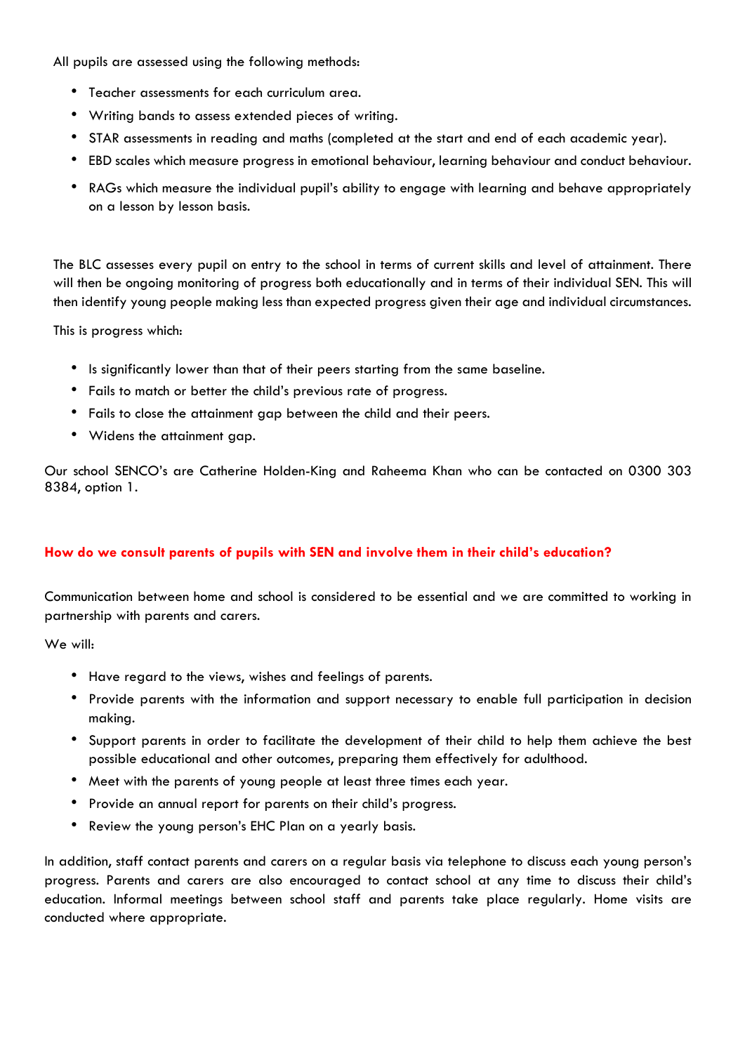All pupils are assessed using the following methods:

- Teacher assessments for each curriculum area.
- Writing bands to assess extended pieces of writing.
- STAR assessments in reading and maths (completed at the start and end of each academic year).
- EBD scales which measure progress in emotional behaviour, learning behaviour and conduct behaviour.
- RAGs which measure the individual pupil's ability to engage with learning and behave appropriately on a lesson by lesson basis.

The BLC assesses every pupil on entry to the school in terms of current skills and level of attainment. There will then be ongoing monitoring of progress both educationally and in terms of their individual SEN. This will then identify young people making less than expected progress given their age and individual circumstances.

This is progress which:

- Is significantly lower than that of their peers starting from the same baseline.
- Fails to match or better the child's previous rate of progress.
- Fails to close the attainment gap between the child and their peers.
- Widens the attainment gap.

Our school SENCO's are Catherine Holden-King and Raheema Khan who can be contacted on 0300 303 8384, option 1.

**How do we consult parents of pupils with SEN and involve them in their child's education?**

Communication between home and school is considered to be essential and we are committed to working in partnership with parents and carers.

We will:

- Have regard to the views, wishes and feelings of parents.
- Provide parents with the information and support necessary to enable full participation in decision making.
- Support parents in order to facilitate the development of their child to help them achieve the best possible educational and other outcomes, preparing them effectively for adulthood.
- Meet with the parents of young people at least three times each year.
- Provide an annual report for parents on their child's progress.
- Review the young person's EHC Plan on a yearly basis.

In addition, staff contact parents and carers on a regular basis via telephone to discuss each young person's progress. Parents and carers are also encouraged to contact school at any time to discuss their child's education. Informal meetings between school staff and parents take place regularly. Home visits are conducted where appropriate.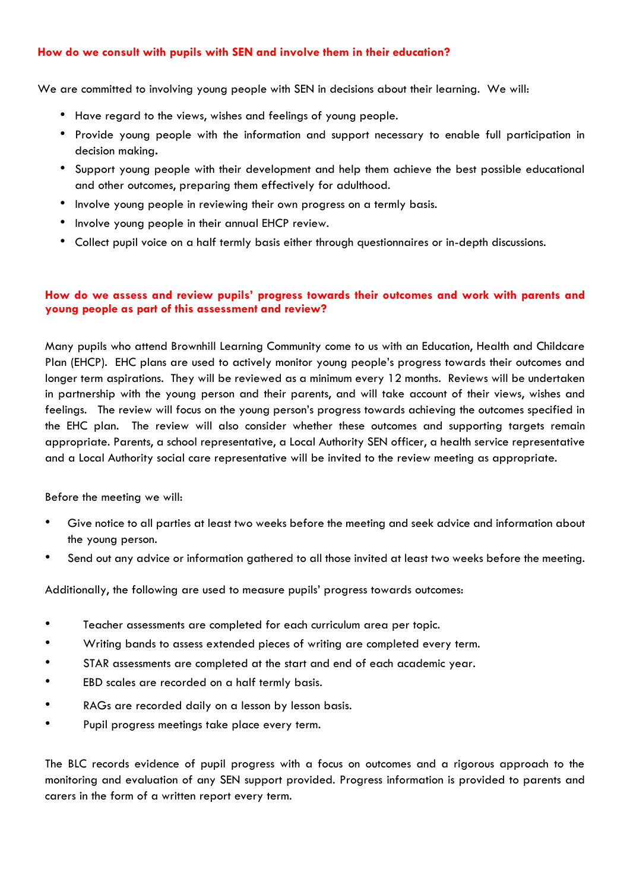### How do we consult with pupils with SEN and involve them in their education?

We are committed to involving young people with SEN in decisions about their learning. We will:

- Have regard to the views, wishes and feelings of young people.
- Provide young people with the information and support necessary to enable full participation in decision making.
- Support young people with their development and help them achieve the best possible educational and other outcomes, preparing them effectively for adulthood.
- Involve young people in reviewing their own progress on a termly basis.
- Involve young people in their annual EHCP review.
- Collect pupil voice on a half termly basis either through questionnaires or in-depth discussions.

### How do we assess and review pupils' progress towards their outcomes and work with parents and young people as part of this assessment and review?

Many pupils who attend Brownhill Learning Community come to us with an Education, Health and Childcare Plan (EHCP). EHC plans are used to actively monitor young people's progress towards their outcomes and longer term aspirations. They will be reviewed as a minimum every 12 months. Reviews will be undertaken in partnership with the young person and their parents, and will take account of their views, wishes and feelings. The review will focus on the young person's progress towards achieving the outcomes specified in the EHC plan. The review will also consider whether these outcomes and supporting targets remain appropriate. Parents, a school representative, a Local Authority SEN officer, a health service representative and a Local Authority social care representative will be invited to the review meeting as appropriate.

Before the meeting we will:

- Give notice to all parties at least two weeks before the meeting and seek advice and information about the young person.
- Send out any advice or information gathered to all those invited at least two weeks before the meeting.

Additionally, the following are used to measure pupils' progress towards outcomes:

- Teacher assessments are completed for each curriculum area per topic.
- Writing bands to assess extended pieces of writing are completed every term.
- STAR assessments are completed at the start and end of each academic year.
- EBD scales are recorded on a half termly basis.
- RAGs are recorded daily on a lesson by lesson basis.
- Pupil progress meetings take place every term.

The BLC records evidence of pupil progress with a focus on outcomes and a rigorous approach to the monitoring and evaluation of any SEN support provided. Progress information is provided to parents and carers in the form of a written report every term.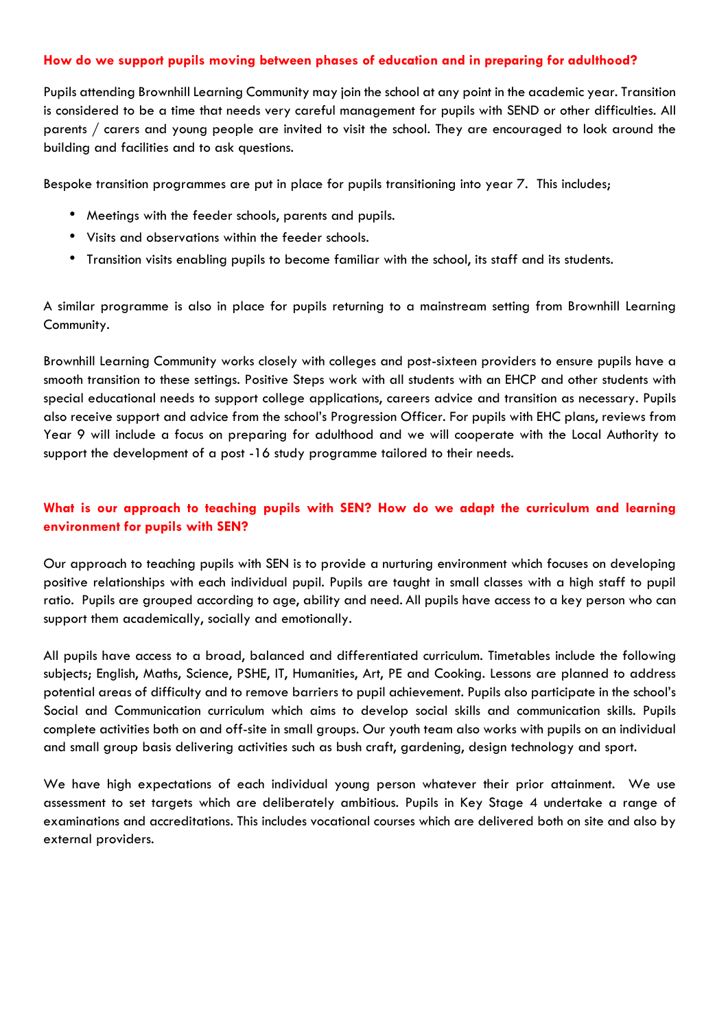### How do we support pupils moving between phases of education and in preparing for adulthood?

Pupils attending Brownhill Learning Community may join the school at any point in the academic year. Transition is considered to be a time that needs very careful management for pupils with SEND or other difficulties. All parents / carers and young people are invited to visit the school. They are encouraged to look around the building and facilities and to ask questions.

Bespoke transition programmes are put in place for pupils transitioning into year 7. This includes;

- Meetings with the feeder schools, parents and pupils.
- Visits and observations within the feeder schools.
- Transition visits enabling pupils to become familiar with the school, its staff and its students.

A similar programme is also in place for pupils returning to a mainstream setting from Brownhill Learning Community.

Brownhill Learning Community works closely with colleges and post-sixteen providers to ensure pupils have a smooth transition to these settings. Positive Steps work with all students with an EHCP and other students with special educational needs to support college applications, careers advice and transition as necessary. Pupils also receive support and advice from the school's Progression Officer. For pupils with EHC plans, reviews from Year 9 will include a focus on preparing for adulthood and we will cooperate with the Local Authority to support the development of a post -16 study programme tailored to their needs.

### What is our approach to teaching pupils with SEN? How do we adapt the curriculum and learning environment for pupils with SEN?

Our approach to teaching pupils with SEN is to provide a nurturing environment which focuses on developing positive relationships with each individual pupil. Pupils are taught in small classes with a high staff to pupil ratio. Pupils are grouped according to age, ability and need. All pupils have access to a key person who can support them academically, socially and emotionally.

All pupils have access to a broad, balanced and differentiated curriculum. Timetables include the following subjects; English, Maths, Science, PSHE, IT, Humanities, Art, PE and Cooking. Lessons are planned to address potential areas of difficulty and to remove barriers to pupil achievement. Pupils also participate in the school's Social and Communication curriculum which aims to develop social skills and communication skills. Pupils complete activities both on and off-site in small groups. Our youth team also works with pupils on an individual and small group basis delivering activities such as bush craft, gardening, design technology and sport.

We have high expectations of each individual young person whatever their prior attainment. We use assessment to set targets which are deliberately ambitious. Pupils in Key Stage 4 undertake a range of examinations and accreditations. This includes vocational courses which are delivered both on site and also by external providers.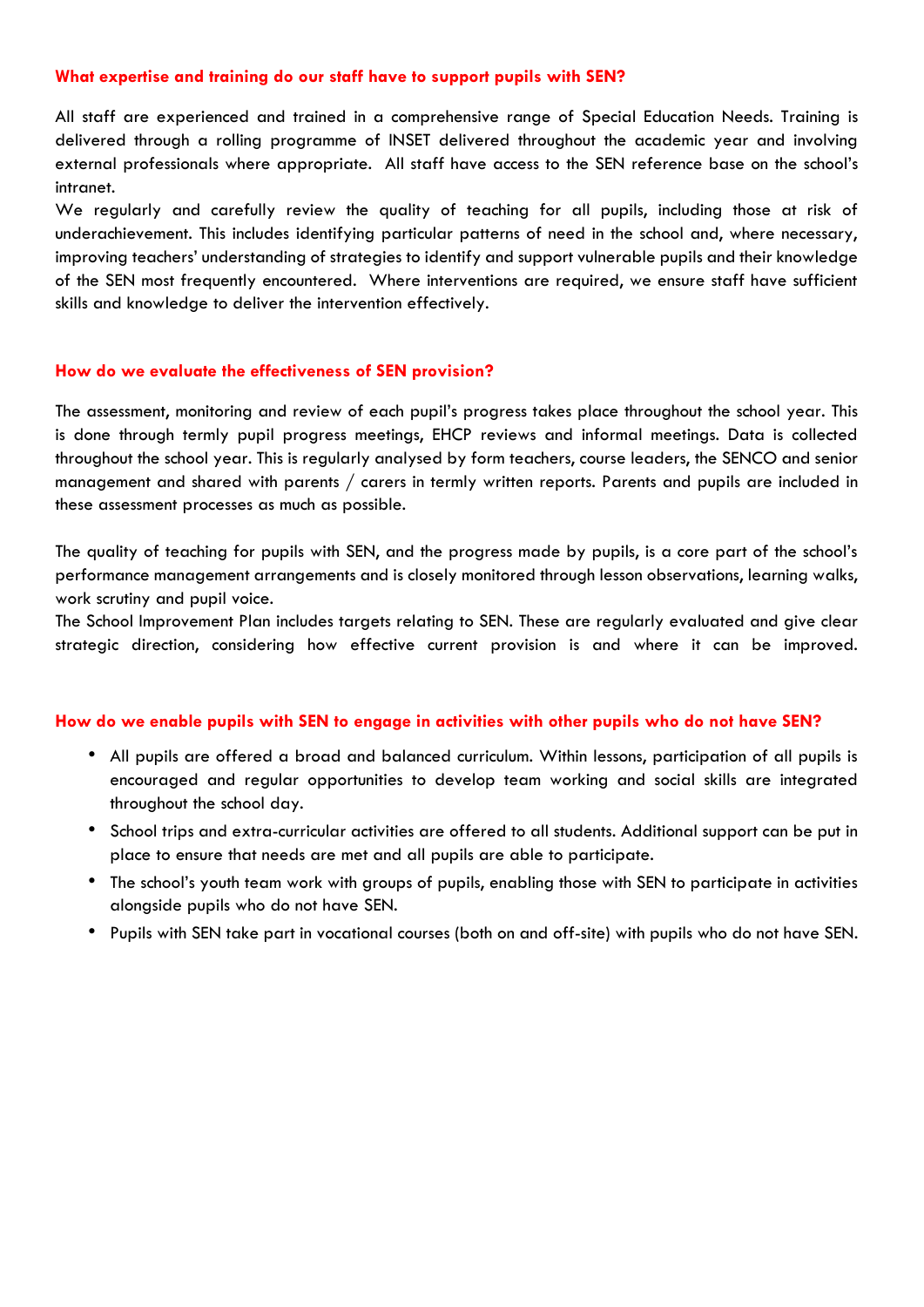### What expertise and training do our staff have to support pupils with SEN?

All staff are experienced and trained in a comprehensive range of Special Education Needs. Training is delivered through a rolling programme of INSET delivered throughout the academic year and involving external professionals where appropriate. All staff have access to the SEN reference base on the school's intranet.

We regularly and carefully review the quality of teaching for all pupils, including those at risk of underachievement. This includes identifying particular patterns of need in the school and, where necessary, improving teachers' understanding of strategies to identify and support vulnerable pupils and their knowledge of the SEN most frequently encountered. Where interventions are required, we ensure staff have sufficient skills and knowledge to deliver the intervention effectively.

### How do we evaluate the effectiveness of SEN provision?

The assessment, monitoring and review of each pupil's progress takes place throughout the school year. This is done through termly pupil progress meetings, EHCP reviews and informal meetings. Data is collected throughout the school year. This is regularly analysed by form teachers, course leaders, the SENCO and senior management and shared with parents / carers in termly written reports. Parents and pupils are included in these assessment processes as much as possible.

The quality of teaching for pupils with SEN, and the progress made by pupils, is a core part of the school's performance management arrangements and is closely monitored through lesson observations, learning walks, work scrutiny and pupil voice.

The School Improvement Plan includes targets relating to SEN. These are regularly evaluated and give clear strategic direction, considering how effective current provision is and where it can be improved.

### How do we enable pupils with SEN to engage in activities with other pupils who do not have SEN?

- All pupils are offered a broad and balanced curriculum. Within lessons, participation of all pupils is encouraged and regular opportunities to develop team working and social skills are integrated throughout the school day.
- School trips and extra-curricular activities are offered to all students. Additional support can be put in place to ensure that needs are met and all pupils are able to participate.
- The school's youth team work with groups of pupils, enabling those with SEN to participate in activities alongside pupils who do not have SEN.
- Pupils with SEN take part in vocational courses (both on and off-site) with pupils who do not have SEN.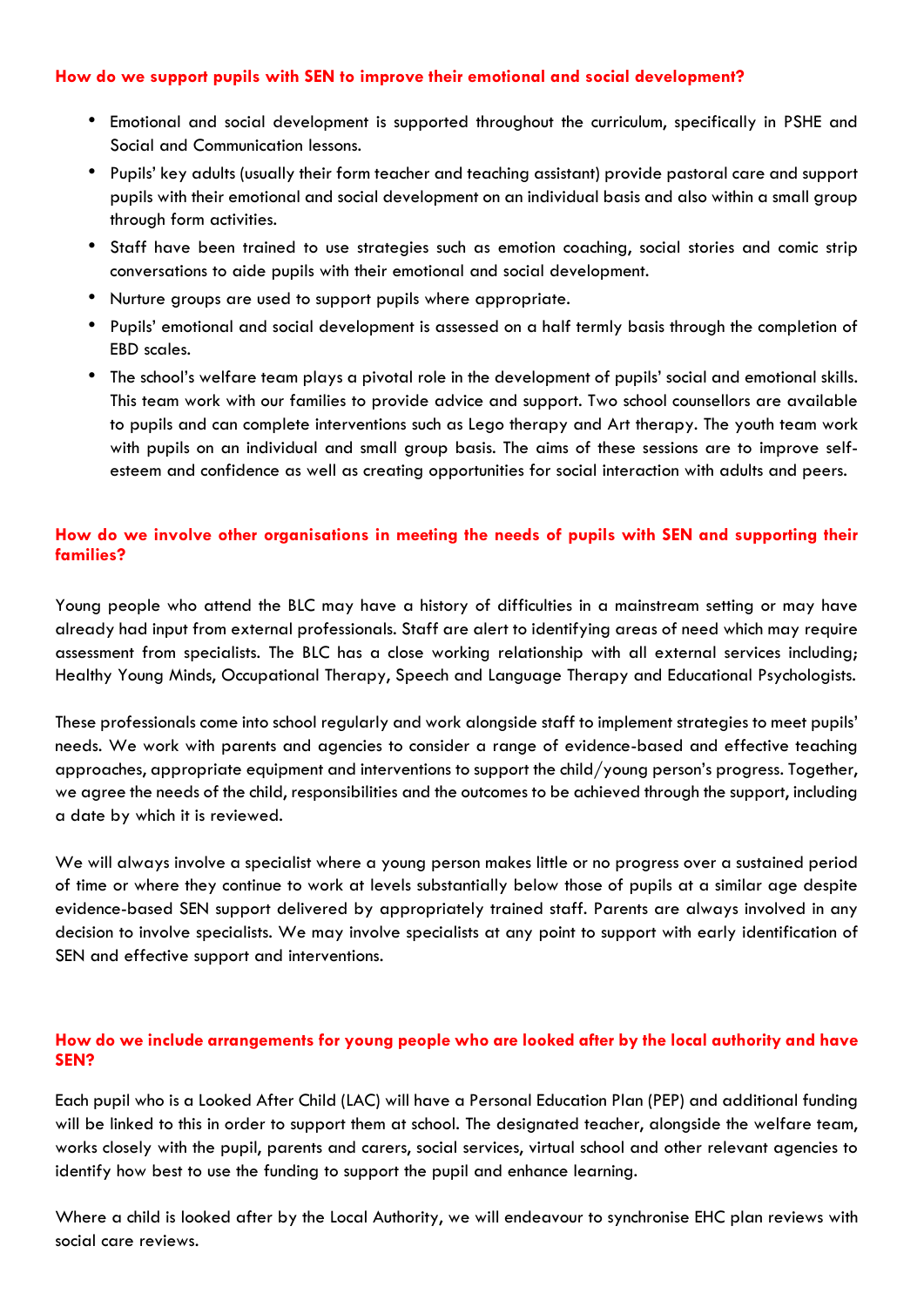**How do we support pupils with SEN to improve their emotional and social development?**

- Emotional and social development is supported throughout the curriculum, specifically in PSHE and Social and Communication lessons.
- Pupils' key adults (usually their form teacher and teaching assistant) provide pastoral care and support pupils with their emotional and social development on an individual basis and also within a small group through form activities.
- Staff have been trained to use strategies such as emotion coaching, social stories and comic strip conversations to aide pupils with their emotional and social development.
- Nurture groups are used to support pupils where appropriate.
- Pupils' emotional and social development is assessed on a half termly basis through the completion of EBD scales.
- The school's welfare team plays a pivotal role in the development of pupils' social and emotional skills. This team work with our families to provide advice and support. Two school counsellors are available to pupils and can complete interventions such as Lego therapy and Art therapy. The youth team work with pupils on an individual and small group basis. The aims of these sessions are to improve self-esteem and confidence as well as creating opportunities for social interaction with adults and peers.

**How do we involve other organisations in meeting the needs of pupils with SEN and supporting their families?**

Young people who attend the BLC may have a history of difficulties in a mainstream setting or may have already had input from external professionals. Staff are alert to identifying areas of need which may require assessment from specialists. The BLC has a close working relationship with all external services including; Healthy Young Minds, Occupational Therapy, Speech and Language Therapy and Educational Psychologists.

These professionals come into school regularly and work alongside staff to implement strategies to meet pupils' needs. We work with parents and agencies to consider a range of evidence-based and effective teaching approaches, appropriate equipment and interventions to support the child/young person's progress. Together, we agree the needs of the child, responsibilities and the outcomes to be achieved through the support, including a date by which it is reviewed.

We will always involve a specialist where a young person makes little or no progress over a sustained period of time or where they continue to work at levels substantially below those of pupils at a similar age despite evidence-based SEN support delivered by appropriately trained staff. Parents are always involved in any decision to involve specialists. We may involve specialists at any point to support with early identification of SEN and effective support and interventions.

**How do we include arrangements for young people who are looked after by the local authority and have SEN?**

Each pupil who is a Looked After Child (LAC) will have a Personal Education Plan (PEP) and additional funding will be linked to this in order to support them at school. The designated teacher, alongside the welfare team, works closely with the pupil, parents and carers, social services, virtual school and other relevant agencies to identify how best to use the funding to support the pupil and enhance learning.

Where a child is looked after by the Local Authority, we will endeavour to synchronise EHC plan reviews with social care reviews.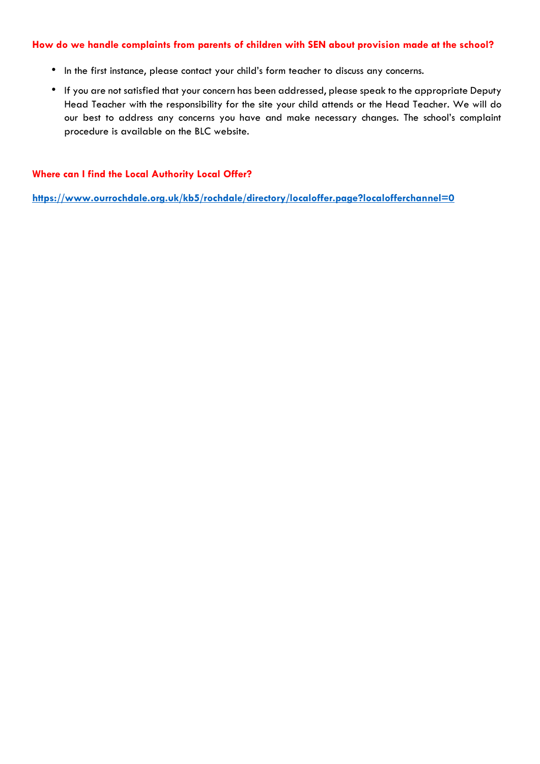**How do we handle complaints from parents of children with SEN about provision made at the school?**

- In the first instance, please contact your child's form teacher to discuss any concerns.
- If you are not satisfied that your concern has been addressed, please speak to the appropriate Deputy Head Teacher with the responsibility for the site your child attends or the Head Teacher. We will do our best to address any concerns you have and make necessary changes. The school's complaint procedure is available on the BLC website.

**Where can I find the Local Authority Local Offer?**

**https://www.ourrochdale.org.uk/kb5/rochdale/directory/localoffer.page?localofferchannel=0**